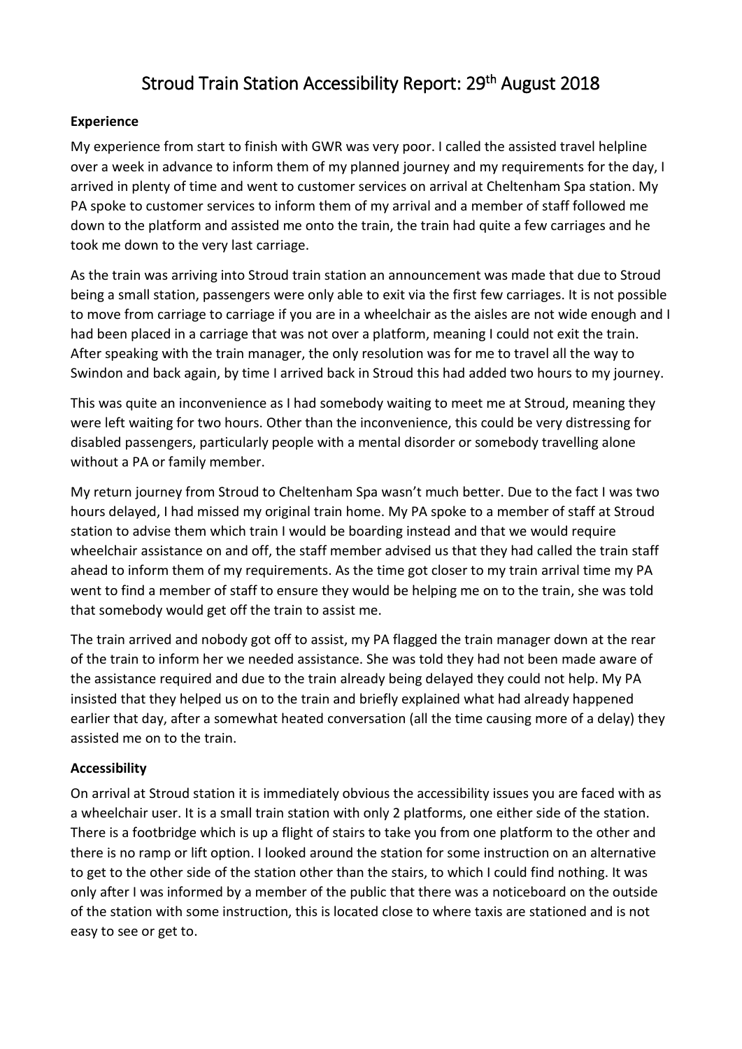# Stroud Train Station Accessibility Report: 29th August 2018

**Experience**

My experience from start to finish with GWR was very poor. I called the assisted travel helpline over a week in advance to inform them of my planned journey and my requirements for the day, I arrived in plenty of time and went to customer services on arrival at Cheltenham Spa station. My PA spoke to customer services to inform them of my arrival and a member of staff followed me down to the platform and assisted me onto the train, the train had quite a few carriages and he took me down to the very last carriage.

As the train was arriving into Stroud train station an announcement was made that due to Stroud being a small station, passengers were only able to exit via the first few carriages. It is not possible to move from carriage to carriage if you are in a wheelchair as the aisles are not wide enough and I had been placed in a carriage that was not over a platform, meaning I could not exit the train. After speaking with the train manager, the only resolution was for me to travel all the way to Swindon and back again, by time I arrived back in Stroud this had added two hours to my journey.

This was quite an inconvenience as I had somebody waiting to meet me at Stroud, meaning they were left waiting for two hours. Other than the inconvenience, this could be very distressing for disabled passengers, particularly people with a mental disorder or somebody travelling alone without a PA or family member.

My return journey from Stroud to Cheltenham Spa wasn't much better. Due to the fact I was two hours delayed, I had missed my original train home. My PA spoke to a member of staff at Stroud station to advise them which train I would be boarding instead and that we would require wheelchair assistance on and off, the staff member advised us that they had called the train staff ahead to inform them of my requirements. As the time got closer to my train arrival time my PA went to find a member of staff to ensure they would be helping me on to the train, she was told that somebody would get off the train to assist me.

The train arrived and nobody got off to assist, my PA flagged the train manager down at the rear of the train to inform her we needed assistance. She was told they had not been made aware of the assistance required and due to the train already being delayed they could not help. My PA insisted that they helped us on to the train and briefly explained what had already happened earlier that day, after a somewhat heated conversation (all the time causing more of a delay) they assisted me on to the train.

**Accessibility**

On arrival at Stroud station it is immediately obvious the accessibility issues you are faced with as a wheelchair user. It is a small train station with only 2 platforms, one either side of the station. There is a footbridge which is up a flight of stairs to take you from one platform to the other and there is no ramp or lift option. I looked around the station for some instruction on an alternative to get to the other side of the station other than the stairs, to which I could find nothing. It was only after I was informed by a member of the public that there was a noticeboard on the outside of the station with some instruction, this is located close to where taxis are stationed and is not easy to see or get to.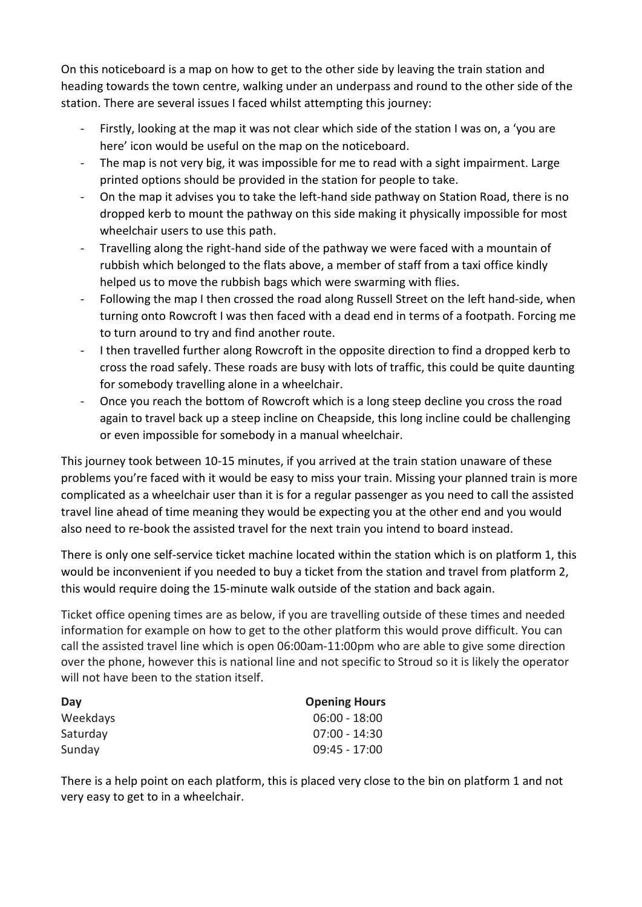On this noticeboard is a map on how to get to the other side by leaving the train station and heading towards the town centre, walking under an underpass and round to the other side of the station. There are several issues I faced whilst attempting this journey:

- Firstly, looking at the map it was not clear which side of the station I was on, a 'you are here' icon would be useful on the map on the noticeboard.
- The map is not very big, it was impossible for me to read with a sight impairment. Large printed options should be provided in the station for people to take.
- On the map it advises you to take the left-hand side pathway on Station Road, there is no dropped kerb to mount the pathway on this side making it physically impossible for most wheelchair users to use this path.
- Travelling along the right-hand side of the pathway we were faced with a mountain of rubbish which belonged to the flats above, a member of staff from a taxi office kindly helped us to move the rubbish bags which were swarming with flies.
- Following the map I then crossed the road along Russell Street on the left hand-side, when turning onto Rowcroft I was then faced with a dead end in terms of a footpath. Forcing me to turn around to try and find another route.
- I then travelled further along Rowcroft in the opposite direction to find a dropped kerb to cross the road safely. These roads are busy with lots of traffic, this could be quite daunting for somebody travelling alone in a wheelchair.
- Once you reach the bottom of Rowcroft which is a long steep decline you cross the road again to travel back up a steep incline on Cheapside, this long incline could be challenging or even impossible for somebody in a manual wheelchair.

This journey took between 10-15 minutes, if you arrived at the train station unaware of these problems you're faced with it would be easy to miss your train. Missing your planned train is more complicated as a wheelchair user than it is for a regular passenger as you need to call the assisted travel line ahead of time meaning they would be expecting you at the other end and you would also need to re-book the assisted travel for the next train you intend to board instead.

There is only one self-service ticket machine located within the station which is on platform 1, this would be inconvenient if you needed to buy a ticket from the station and travel from platform 2, this would require doing the 15-minute walk outside of the station and back again.

Ticket office opening times are as below, if you are travelling outside of these times and needed information for example on how to get to the other platform this would prove difficult. You can call the assisted travel line which is open 06:00am-11:00pm who are able to give some direction over the phone, however this is national line and not specific to Stroud so it is likely the operator will not have been to the station itself.

| Day | Opening Hours |
|---|---|
| Weekdays | 06:00 - 18:00 |
| Saturday | 07:00 - 14:30 |
| Sunday | 09:45 - 17:00 |

There is a help point on each platform, this is placed very close to the bin on platform 1 and not very easy to get to in a wheelchair.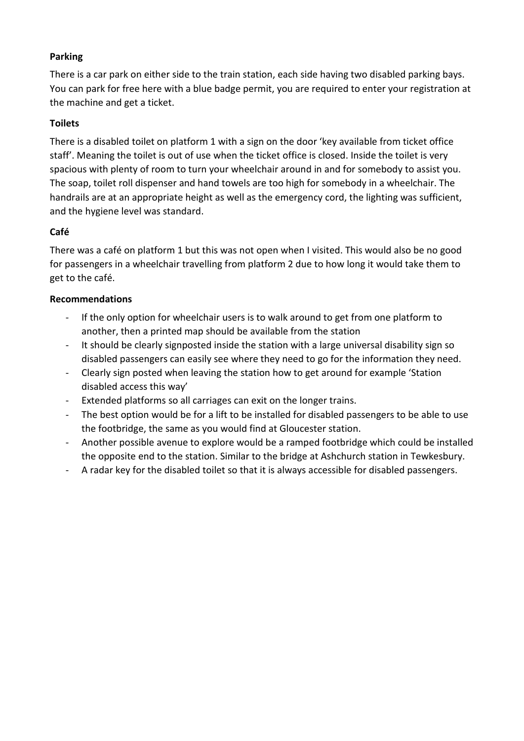**Parking**

There is a car park on either side to the train station, each side having two disabled parking bays. You can park for free here with a blue badge permit, you are required to enter your registration at the machine and get a ticket.

**Toilets**

There is a disabled toilet on platform 1 with a sign on the door 'key available from ticket office staff'. Meaning the toilet is out of use when the ticket office is closed. Inside the toilet is very spacious with plenty of room to turn your wheelchair around in and for somebody to assist you. The soap, toilet roll dispenser and hand towels are too high for somebody in a wheelchair. The handrails are at an appropriate height as well as the emergency cord, the lighting was sufficient, and the hygiene level was standard.

**Café**

There was a café on platform 1 but this was not open when I visited. This would also be no good for passengers in a wheelchair travelling from platform 2 due to how long it would take them to get to the café.

**Recommendations**

- If the only option for wheelchair users is to walk around to get from one platform to another, then a printed map should be available from the station
- It should be clearly signposted inside the station with a large universal disability sign so disabled passengers can easily see where they need to go for the information they need.
- Clearly sign posted when leaving the station how to get around for example 'Station disabled access this way'
- Extended platforms so all carriages can exit on the longer trains.
- The best option would be for a lift to be installed for disabled passengers to be able to use the footbridge, the same as you would find at Gloucester station.
- Another possible avenue to explore would be a ramped footbridge which could be installed the opposite end to the station. Similar to the bridge at Ashchurch station in Tewkesbury.
- A radar key for the disabled toilet so that it is always accessible for disabled passengers.